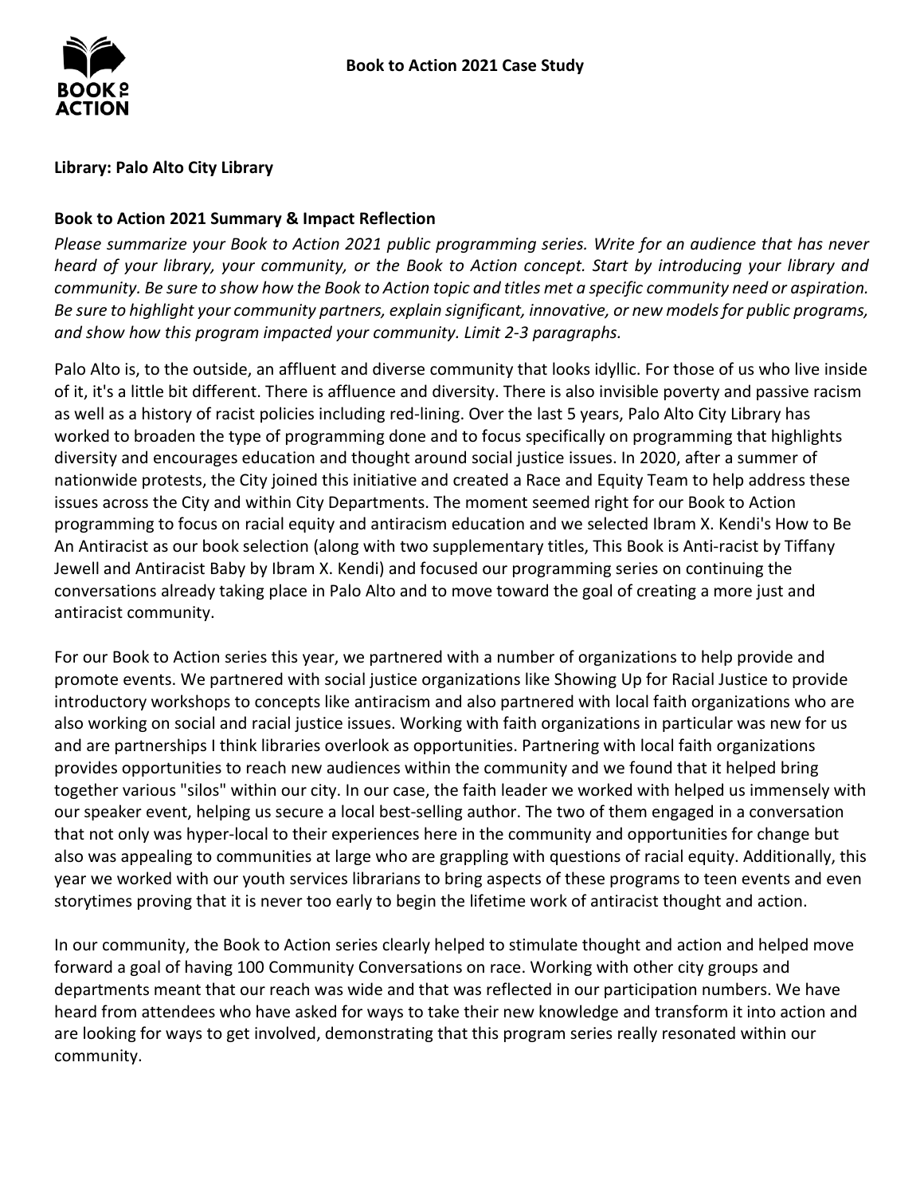# Book to Action 2021 Case Study

**Library: Palo Alto City Library**

**Book to Action 2021 Summary & Impact Reflection**

*Please summarize your Book to Action 2021 public programming series. Write for an audience that has never heard of your library, your community, or the Book to Action concept. Start by introducing your library and community. Be sure to show how the Book to Action topic and titles met a specific community need or aspiration. Be sure to highlight your community partners, explain significant, innovative, or new models for public programs, and show how this program impacted your community. Limit 2-3 paragraphs.*

Palo Alto is, to the outside, an affluent and diverse community that looks idyllic. For those of us who live inside of it, it's a little bit different. There is affluence and diversity. There is also invisible poverty and passive racism as well as a history of racist policies including red-lining. Over the last 5 years, Palo Alto City Library has worked to broaden the type of programming done and to focus specifically on programming that highlights diversity and encourages education and thought around social justice issues. In 2020, after a summer of nationwide protests, the City joined this initiative and created a Race and Equity Team to help address these issues across the City and within City Departments. The moment seemed right for our Book to Action programming to focus on racial equity and antiracism education and we selected Ibram X. Kendi's How to Be An Antiracist as our book selection (along with two supplementary titles, This Book is Anti-racist by Tiffany Jewell and Antiracist Baby by Ibram X. Kendi) and focused our programming series on continuing the conversations already taking place in Palo Alto and to move toward the goal of creating a more just and antiracist community.

For our Book to Action series this year, we partnered with a number of organizations to help provide and promote events. We partnered with social justice organizations like Showing Up for Racial Justice to provide introductory workshops to concepts like antiracism and also partnered with local faith organizations who are also working on social and racial justice issues. Working with faith organizations in particular was new for us and are partnerships I think libraries overlook as opportunities. Partnering with local faith organizations provides opportunities to reach new audiences within the community and we found that it helped bring together various "silos" within our city. In our case, the faith leader we worked with helped us immensely with our speaker event, helping us secure a local best-selling author. The two of them engaged in a conversation that not only was hyper-local to their experiences here in the community and opportunities for change but also was appealing to communities at large who are grappling with questions of racial equity. Additionally, this year we worked with our youth services librarians to bring aspects of these programs to teen events and even storytimes proving that it is never too early to begin the lifetime work of antiracist thought and action.

In our community, the Book to Action series clearly helped to stimulate thought and action and helped move forward a goal of having 100 Community Conversations on race. Working with other city groups and departments meant that our reach was wide and that was reflected in our participation numbers. We have heard from attendees who have asked for ways to take their new knowledge and transform it into action and are looking for ways to get involved, demonstrating that this program series really resonated within our community.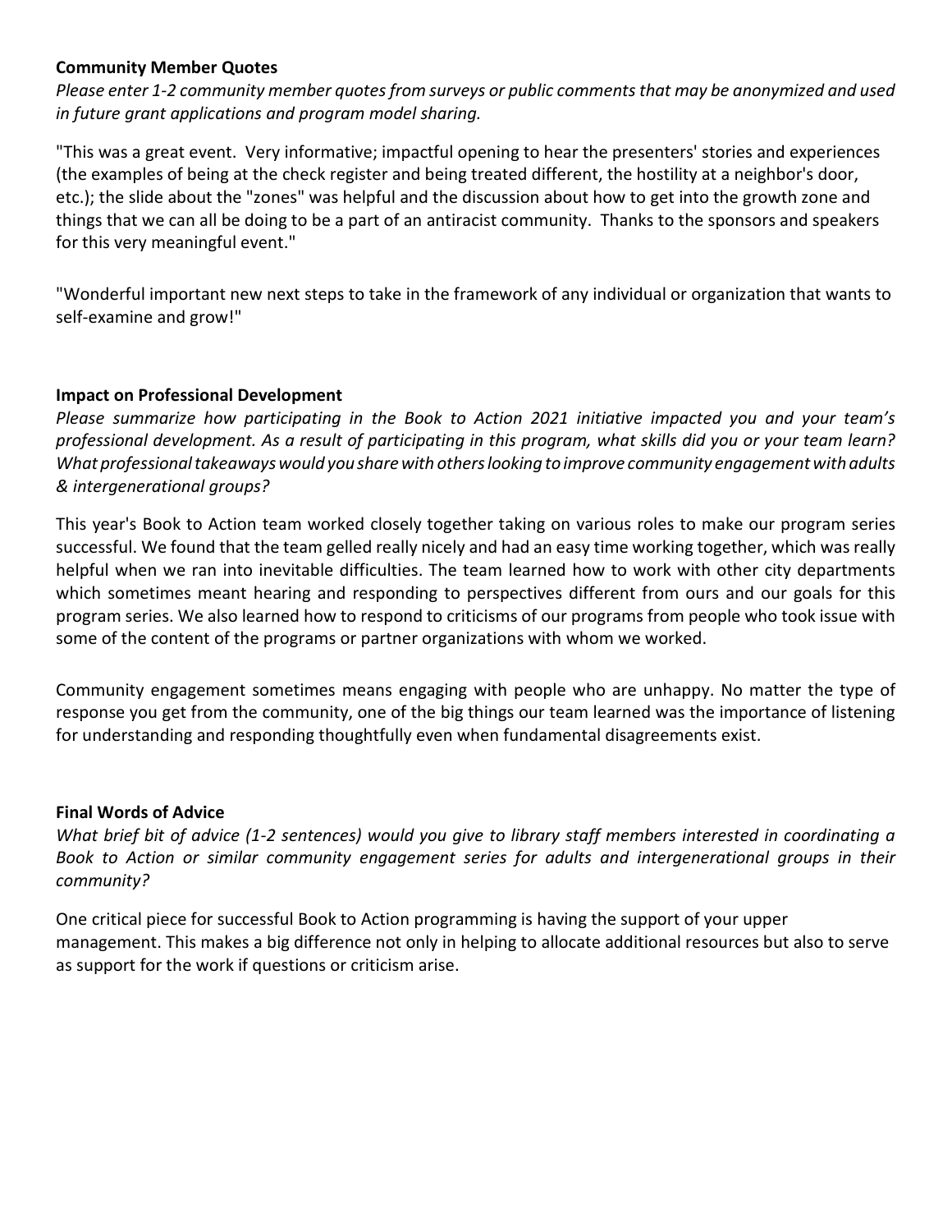**Community Member Quotes**

*Please enter 1-2 community member quotes from surveys or public comments that may be anonymized and used in future grant applications and program model sharing.*

"This was a great event. Very informative; impactful opening to hear the presenters' stories and experiences (the examples of being at the check register and being treated different, the hostility at a neighbor's door, etc.); the slide about the "zones" was helpful and the discussion about how to get into the growth zone and things that we can all be doing to be a part of an antiracist community. Thanks to the sponsors and speakers for this very meaningful event."

"Wonderful important new next steps to take in the framework of any individual or organization that wants to self-examine and grow!"

**Impact on Professional Development**

*Please summarize how participating in the Book to Action 2021 initiative impacted you and your team's professional development. As a result of participating in this program, what skills did you or your team learn? What professional takeaways would you share with others looking to improve community engagement with adults & intergenerational groups?*

This year's Book to Action team worked closely together taking on various roles to make our program series successful. We found that the team gelled really nicely and had an easy time working together, which was really helpful when we ran into inevitable difficulties. The team learned how to work with other city departments which sometimes meant hearing and responding to perspectives different from ours and our goals for this program series. We also learned how to respond to criticisms of our programs from people who took issue with some of the content of the programs or partner organizations with whom we worked.

Community engagement sometimes means engaging with people who are unhappy. No matter the type of response you get from the community, one of the big things our team learned was the importance of listening for understanding and responding thoughtfully even when fundamental disagreements exist.

**Final Words of Advice**

*What brief bit of advice (1-2 sentences) would you give to library staff members interested in coordinating a Book to Action or similar community engagement series for adults and intergenerational groups in their community?*

One critical piece for successful Book to Action programming is having the support of your upper management. This makes a big difference not only in helping to allocate additional resources but also to serve as support for the work if questions or criticism arise.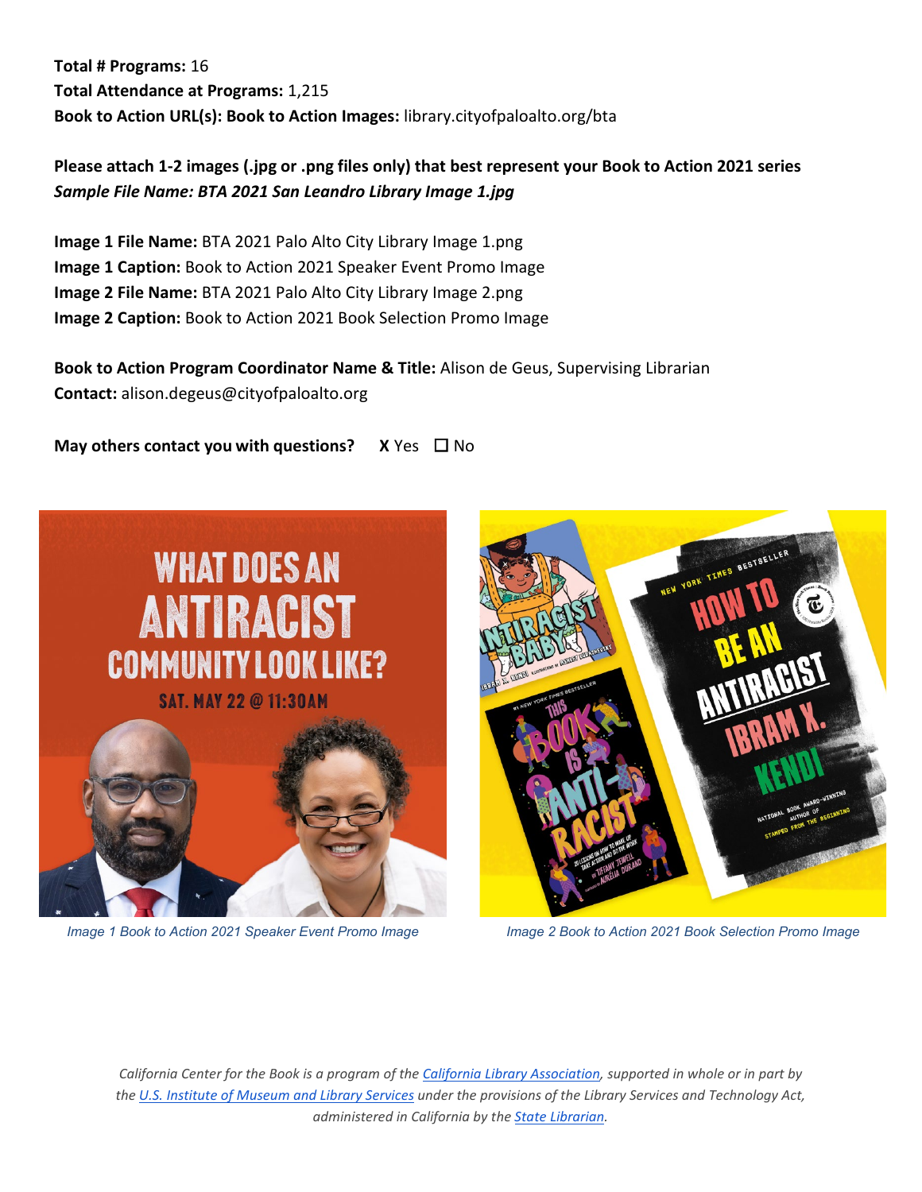**Total # Programs:** 16
**Total Attendance at Programs:** 1,215
**Book to Action URL(s): Book to Action Images:** library.cityofpaloalto.org/bta

**Please attach 1-2 images (.jpg or .png files only) that best represent your Book to Action 2021 series**
***Sample File Name: BTA 2021 San Leandro Library Image 1.jpg***

**Image 1 File Name:** BTA 2021 Palo Alto City Library Image 1.png
**Image 1 Caption:** Book to Action 2021 Speaker Event Promo Image
**Image 2 File Name:** BTA 2021 Palo Alto City Library Image 2.png
**Image 2 Caption:** Book to Action 2021 Book Selection Promo Image

**Book to Action Program Coordinator Name & Title:** Alison de Geus, Supervising Librarian
**Contact:** alison.degeus@cityofpaloalto.org

**May others contact you with questions?** **X** Yes ☐ No

*Image 1 Book to Action 2021 Speaker Event Promo Image*

*Image 2 Book to Action 2021 Book Selection Promo Image*

*California Center for the Book is a program of the California Library Association, supported in whole or in part by the U.S. Institute of Museum and Library Services under the provisions of the Library Services and Technology Act, administered in California by the State Librarian.*